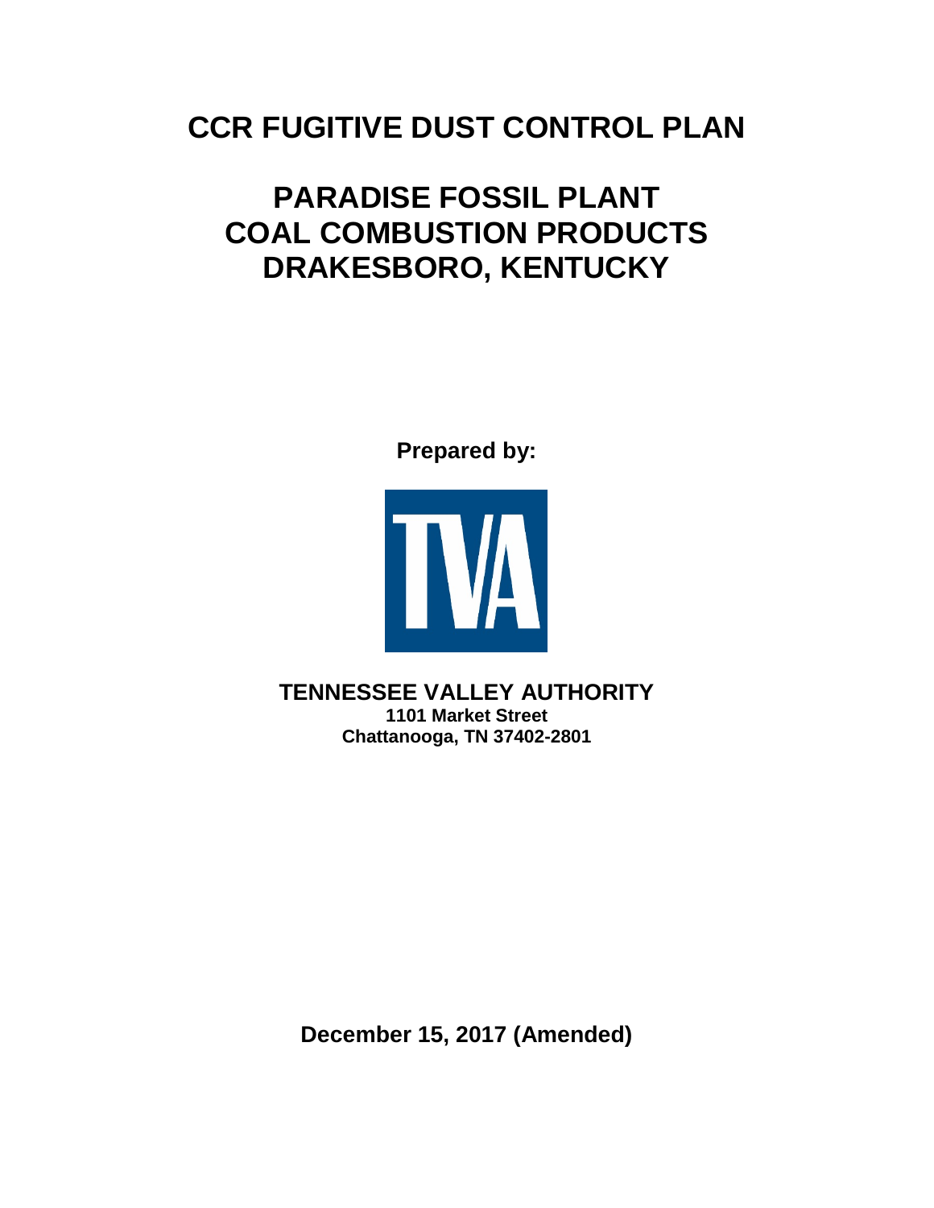# CCR FUGITIVE DUST CONTROL PLAN

# PARADISE FOSSIL PLANT
# COAL COMBUSTION PRODUCTS
# DRAKESBORO, KENTUCKY

**Prepared by:**

**TENNESSEE VALLEY AUTHORITY**
**1101 Market Street**
**Chattanooga, TN 37402-2801**

**December 15, 2017 (Amended)**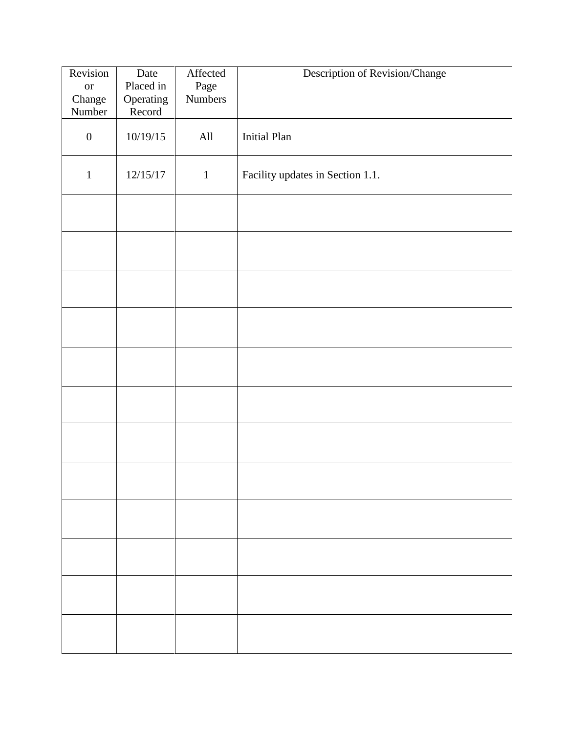| Revision or Change Number | Date Placed in Operating Record | Affected Page Numbers | Description of Revision/Change |
|---|---|---|---|
| 0 | 10/19/15 | All | Initial Plan |
| 1 | 12/15/17 | 1 | Facility updates in Section 1.1. |
| | | | |
| | | | |
| | | | |
| | | | |
| | | | |
| | | | |
| | | | |
| | | | |
| | | | |
| | | | |
| | | | |
| | | | |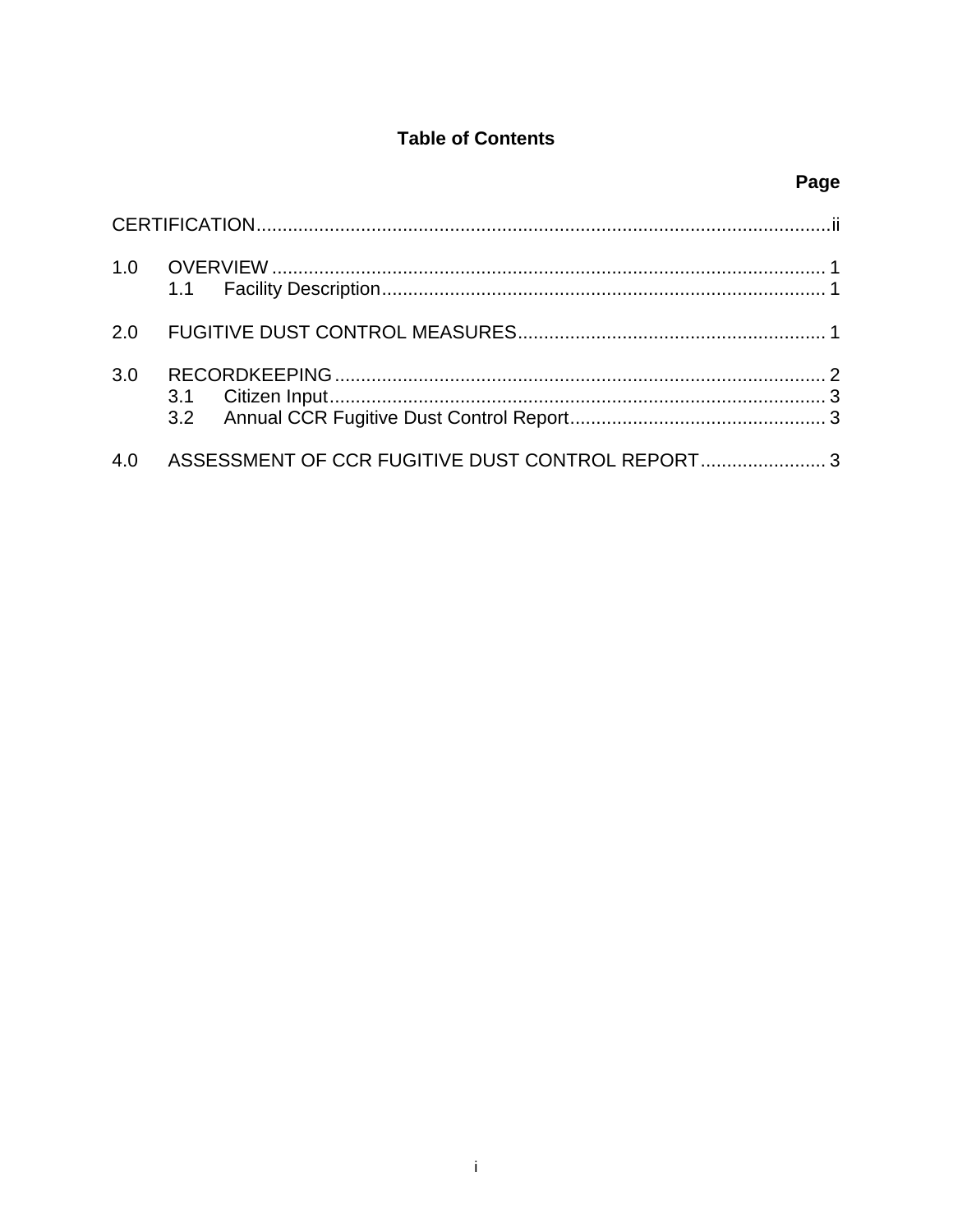# Table of Contents

| | Page |
|---|---|
| CERTIFICATION | ii |
| 1.0 OVERVIEW | 1 |
| 1.1 Facility Description | 1 |
| 2.0 FUGITIVE DUST CONTROL MEASURES | 1 |
| 3.0 RECORDKEEPING | 2 |
| 3.1 Citizen Input | 3 |
| 3.2 Annual CCR Fugitive Dust Control Report | 3 |
| 4.0 ASSESSMENT OF CCR FUGITIVE DUST CONTROL REPORT | 3 |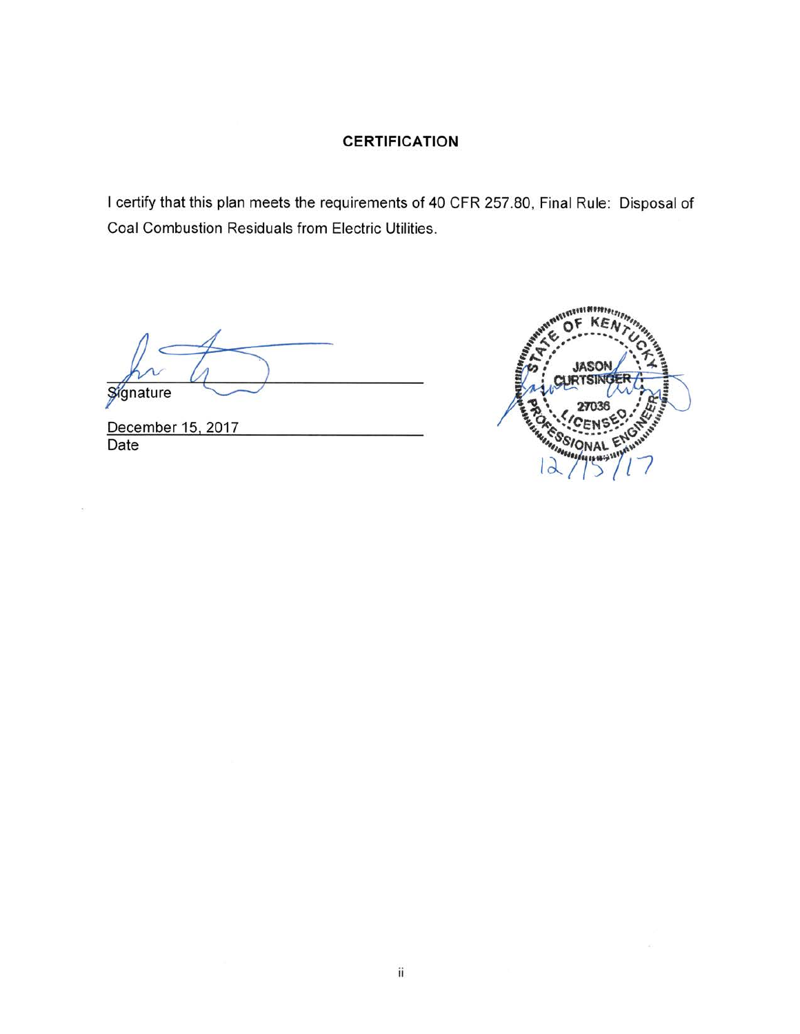## CERTIFICATION

I certify that this plan meets the requirements of 40 CFR 257.80, Final Rule: Disposal of Coal Combustion Residuals from Electric Utilities.

Signature

December 15, 2017
Date

STATE OF KENTUCKY
JASON CURTSINGER
27036
LICENSED
PROFESSIONAL ENGINEER
12/15/17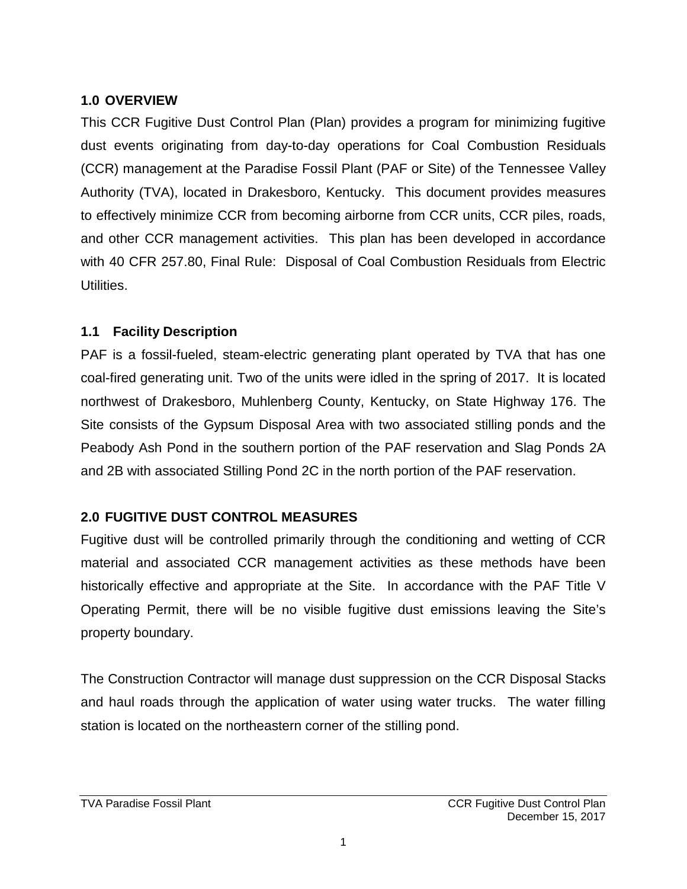## 1.0 OVERVIEW

This CCR Fugitive Dust Control Plan (Plan) provides a program for minimizing fugitive dust events originating from day-to-day operations for Coal Combustion Residuals (CCR) management at the Paradise Fossil Plant (PAF or Site) of the Tennessee Valley Authority (TVA), located in Drakesboro, Kentucky. This document provides measures to effectively minimize CCR from becoming airborne from CCR units, CCR piles, roads, and other CCR management activities. This plan has been developed in accordance with 40 CFR 257.80, Final Rule: Disposal of Coal Combustion Residuals from Electric Utilities.

### 1.1 Facility Description

PAF is a fossil-fueled, steam-electric generating plant operated by TVA that has one coal-fired generating unit. Two of the units were idled in the spring of 2017. It is located northwest of Drakesboro, Muhlenberg County, Kentucky, on State Highway 176. The Site consists of the Gypsum Disposal Area with two associated stilling ponds and the Peabody Ash Pond in the southern portion of the PAF reservation and Slag Ponds 2A and 2B with associated Stilling Pond 2C in the north portion of the PAF reservation.

## 2.0 FUGITIVE DUST CONTROL MEASURES

Fugitive dust will be controlled primarily through the conditioning and wetting of CCR material and associated CCR management activities as these methods have been historically effective and appropriate at the Site. In accordance with the PAF Title V Operating Permit, there will be no visible fugitive dust emissions leaving the Site's property boundary.

The Construction Contractor will manage dust suppression on the CCR Disposal Stacks and haul roads through the application of water using water trucks. The water filling station is located on the northeastern corner of the stilling pond.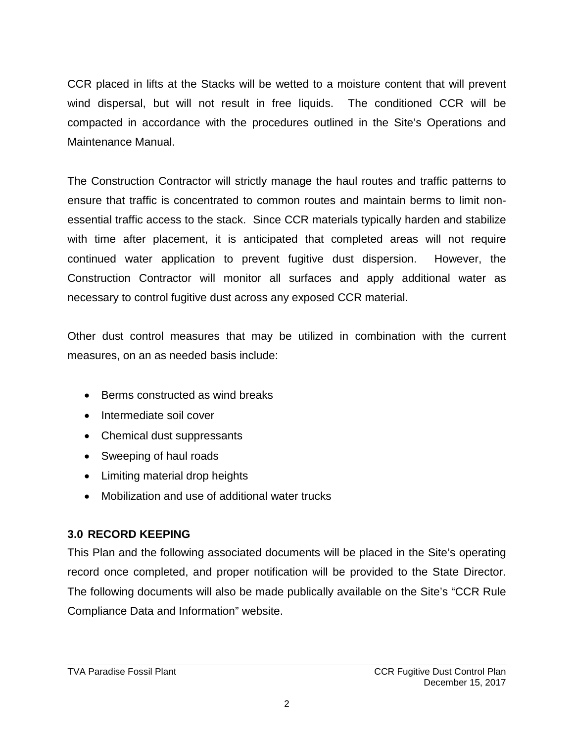CCR placed in lifts at the Stacks will be wetted to a moisture content that will prevent wind dispersal, but will not result in free liquids.  The conditioned CCR will be compacted in accordance with the procedures outlined in the Site's Operations and Maintenance Manual.

The Construction Contractor will strictly manage the haul routes and traffic patterns to ensure that traffic is concentrated to common routes and maintain berms to limit non-essential traffic access to the stack.  Since CCR materials typically harden and stabilize with time after placement, it is anticipated that completed areas will not require continued water application to prevent fugitive dust dispersion.  However, the Construction Contractor will monitor all surfaces and apply additional water as necessary to control fugitive dust across any exposed CCR material.

Other dust control measures that may be utilized in combination with the current measures, on an as needed basis include:

- Berms constructed as wind breaks
- Intermediate soil cover
- Chemical dust suppressants
- Sweeping of haul roads
- Limiting material drop heights
- Mobilization and use of additional water trucks

### 3.0 RECORD KEEPING

This Plan and the following associated documents will be placed in the Site's operating record once completed, and proper notification will be provided to the State Director. The following documents will also be made publically available on the Site's "CCR Rule Compliance Data and Information" website.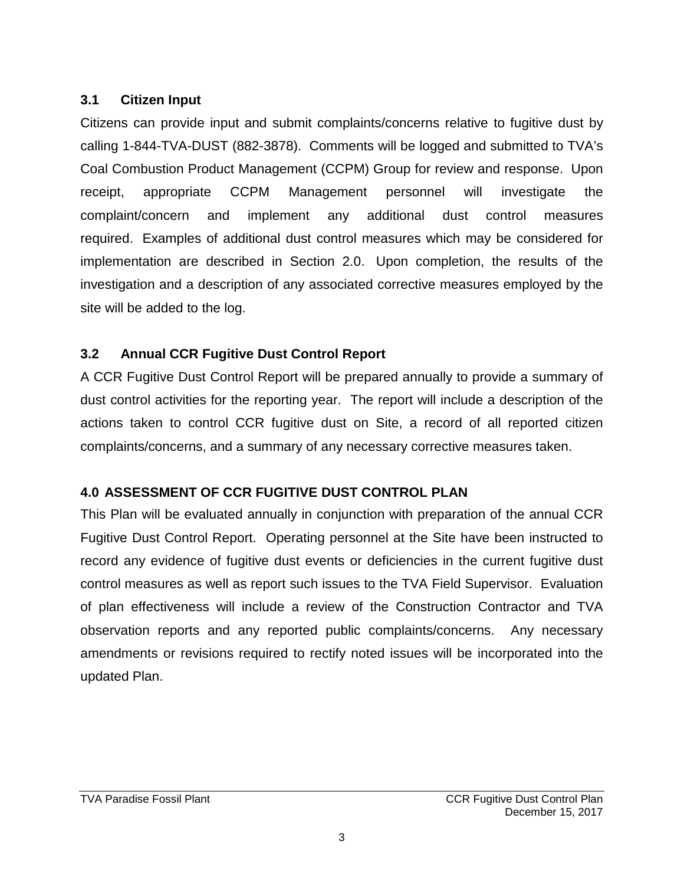### 3.1 Citizen Input

Citizens can provide input and submit complaints/concerns relative to fugitive dust by calling 1-844-TVA-DUST (882-3878). Comments will be logged and submitted to TVA's Coal Combustion Product Management (CCPM) Group for review and response. Upon receipt, appropriate CCPM Management personnel will investigate the complaint/concern and implement any additional dust control measures required. Examples of additional dust control measures which may be considered for implementation are described in Section 2.0. Upon completion, the results of the investigation and a description of any associated corrective measures employed by the site will be added to the log.

### 3.2 Annual CCR Fugitive Dust Control Report

A CCR Fugitive Dust Control Report will be prepared annually to provide a summary of dust control activities for the reporting year. The report will include a description of the actions taken to control CCR fugitive dust on Site, a record of all reported citizen complaints/concerns, and a summary of any necessary corrective measures taken.

## 4.0 ASSESSMENT OF CCR FUGITIVE DUST CONTROL PLAN

This Plan will be evaluated annually in conjunction with preparation of the annual CCR Fugitive Dust Control Report. Operating personnel at the Site have been instructed to record any evidence of fugitive dust events or deficiencies in the current fugitive dust control measures as well as report such issues to the TVA Field Supervisor. Evaluation of plan effectiveness will include a review of the Construction Contractor and TVA observation reports and any reported public complaints/concerns. Any necessary amendments or revisions required to rectify noted issues will be incorporated into the updated Plan.